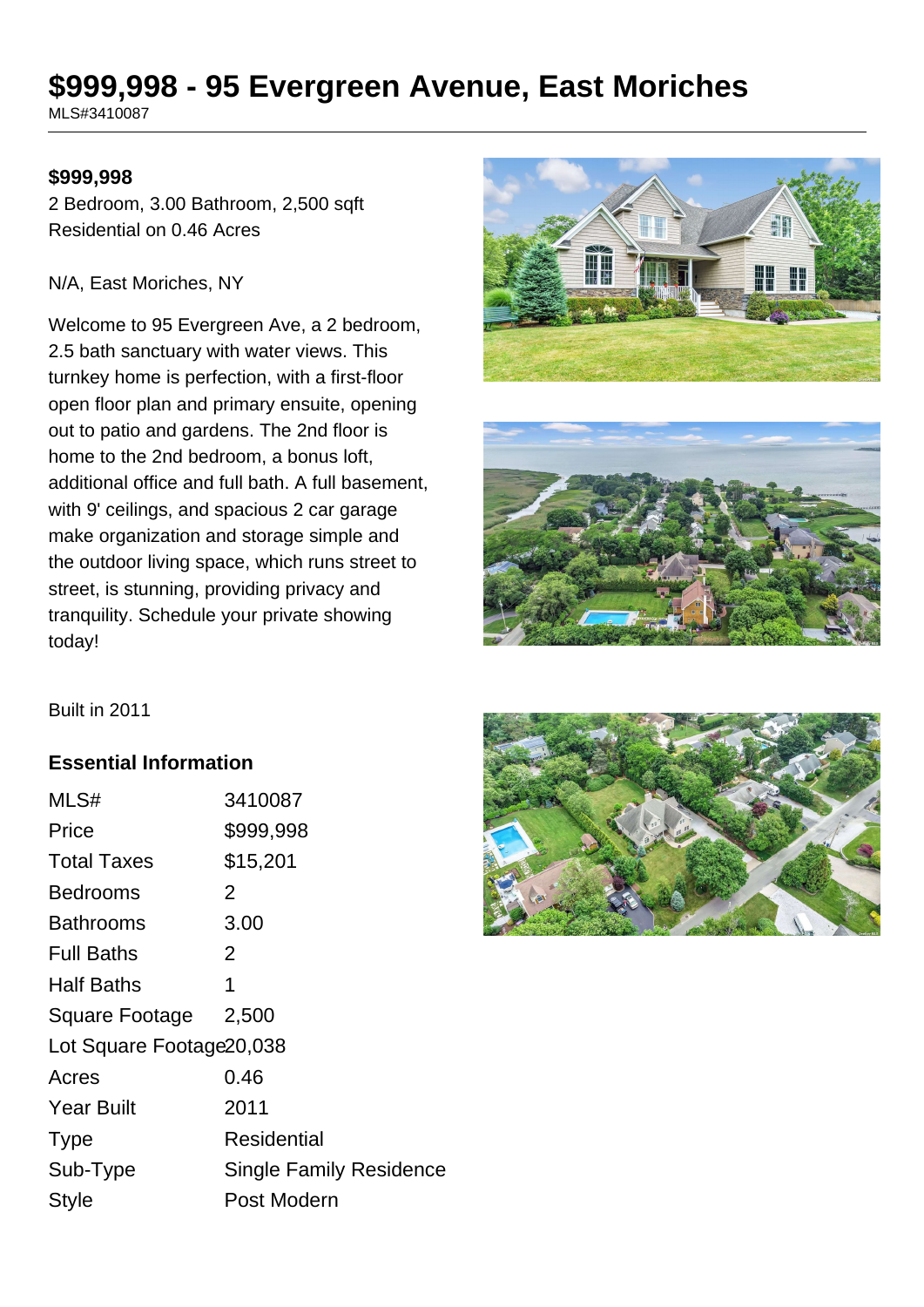# $999,998 - 95 Evergreen Avenue, East Moriches

MLS#3410087

**$999,998**

2 Bedroom, 3.00 Bathroom, 2,500 sqft
Residential on 0.46 Acres

N/A, East Moriches, NY

Welcome to 95 Evergreen Ave, a 2 bedroom, 2.5 bath sanctuary with water views. This turnkey home is perfection, with a first-floor open floor plan and primary ensuite, opening out to patio and gardens. The 2nd floor is home to the 2nd bedroom, a bonus loft, additional office and full bath. A full basement, with 9' ceilings, and spacious 2 car garage make organization and storage simple and the outdoor living space, which runs street to street, is stunning, providing privacy and tranquility. Schedule your private showing today!

Built in 2011

## Essential Information

| | |
|---|---|
| MLS# | 3410087 |
| Price | $999,998 |
| Total Taxes | $15,201 |
| Bedrooms | 2 |
| Bathrooms | 3.00 |
| Full Baths | 2 |
| Half Baths | 1 |
| Square Footage | 2,500 |
| Lot Square Footage | 20,038 |
| Acres | 0.46 |
| Year Built | 2011 |
| Type | Residential |
| Sub-Type | Single Family Residence |
| Style | Post Modern |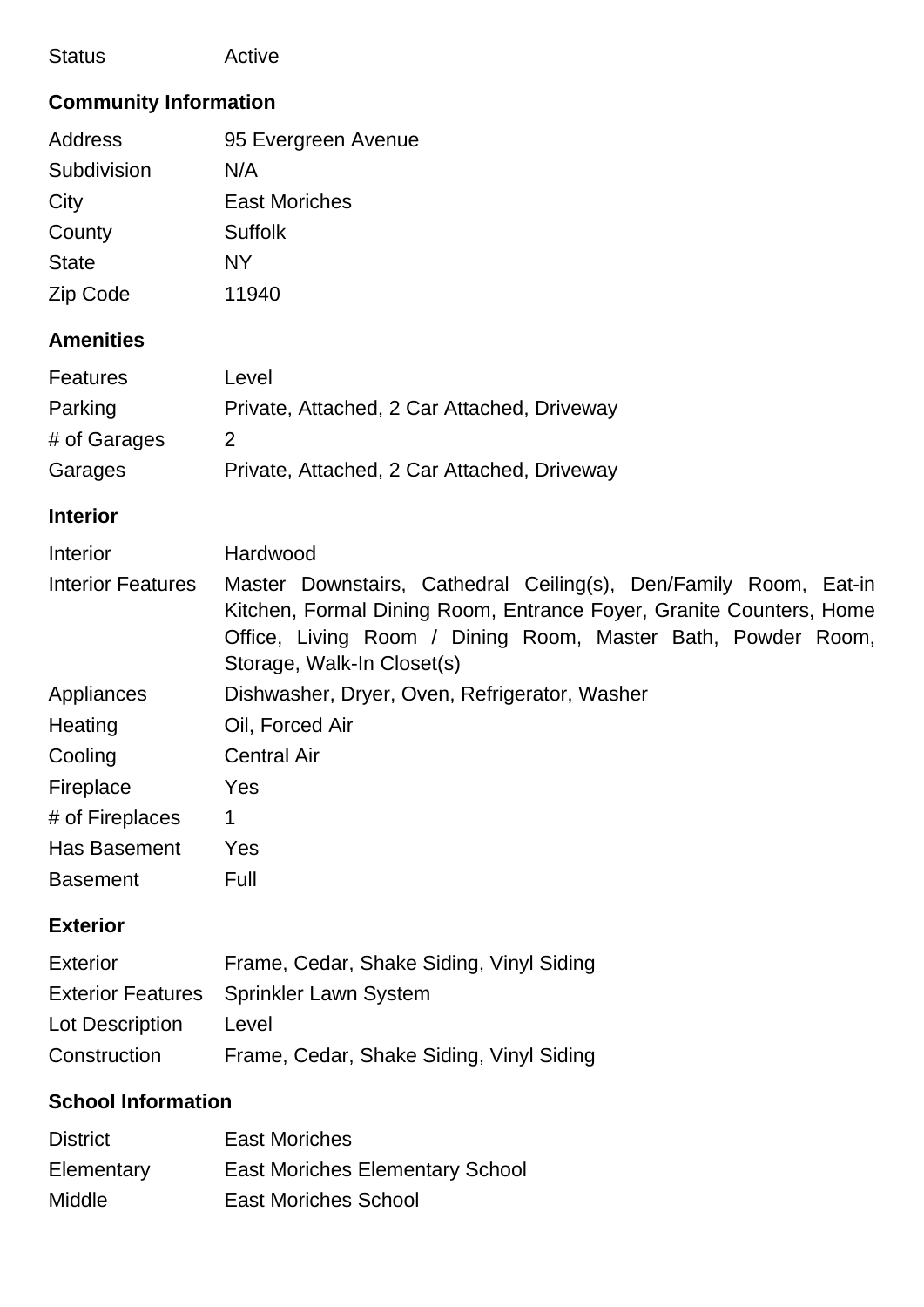| | |
|---|---|
| Status | Active |

## Community Information

| | |
|---|---|
| Address | 95 Evergreen Avenue |
| Subdivision | N/A |
| City | East Moriches |
| County | Suffolk |
| State | NY |
| Zip Code | 11940 |

## Amenities

| | |
|---|---|
| Features | Level |
| Parking | Private, Attached, 2 Car Attached, Driveway |
| # of Garages | 2 |
| Garages | Private, Attached, 2 Car Attached, Driveway |

## Interior

| | |
|---|---|
| Interior | Hardwood |
| Interior Features | Master Downstairs, Cathedral Ceiling(s), Den/Family Room, Eat-in Kitchen, Formal Dining Room, Entrance Foyer, Granite Counters, Home Office, Living Room / Dining Room, Master Bath, Powder Room, Storage, Walk-In Closet(s) |
| Appliances | Dishwasher, Dryer, Oven, Refrigerator, Washer |
| Heating | Oil, Forced Air |
| Cooling | Central Air |
| Fireplace | Yes |
| # of Fireplaces | 1 |
| Has Basement | Yes |
| Basement | Full |

## Exterior

| | |
|---|---|
| Exterior | Frame, Cedar, Shake Siding, Vinyl Siding |
| Exterior Features | Sprinkler Lawn System |
| Lot Description | Level |
| Construction | Frame, Cedar, Shake Siding, Vinyl Siding |

## School Information

| | |
|---|---|
| District | East Moriches |
| Elementary | East Moriches Elementary School |
| Middle | East Moriches School |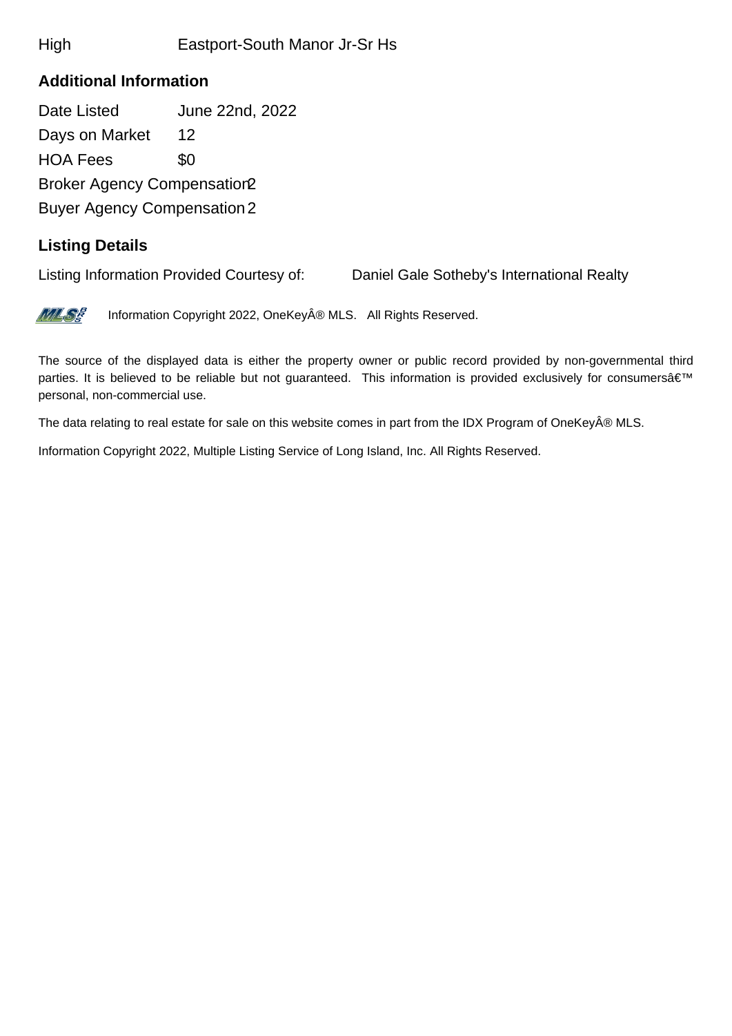| | |
|---|---|
| High | Eastport-South Manor Jr-Sr Hs |

## Additional Information

| | |
|---|---|
| Date Listed | June 22nd, 2022 |
| Days on Market | 12 |
| HOA Fees | $0 |
| Broker Agency Compensation | 2 |
| Buyer Agency Compensation | 2 |

## Listing Details

Listing Information Provided Courtesy of: Daniel Gale Sotheby's International Realty

Information Copyright 2022, OneKeyÂ® MLS. All Rights Reserved.

The source of the displayed data is either the property owner or public record provided by non-governmental third parties. It is believed to be reliable but not guaranteed. This information is provided exclusively for consumersâ€™ personal, non-commercial use.

The data relating to real estate for sale on this website comes in part from the IDX Program of OneKeyÂ® MLS.

Information Copyright 2022, Multiple Listing Service of Long Island, Inc. All Rights Reserved.